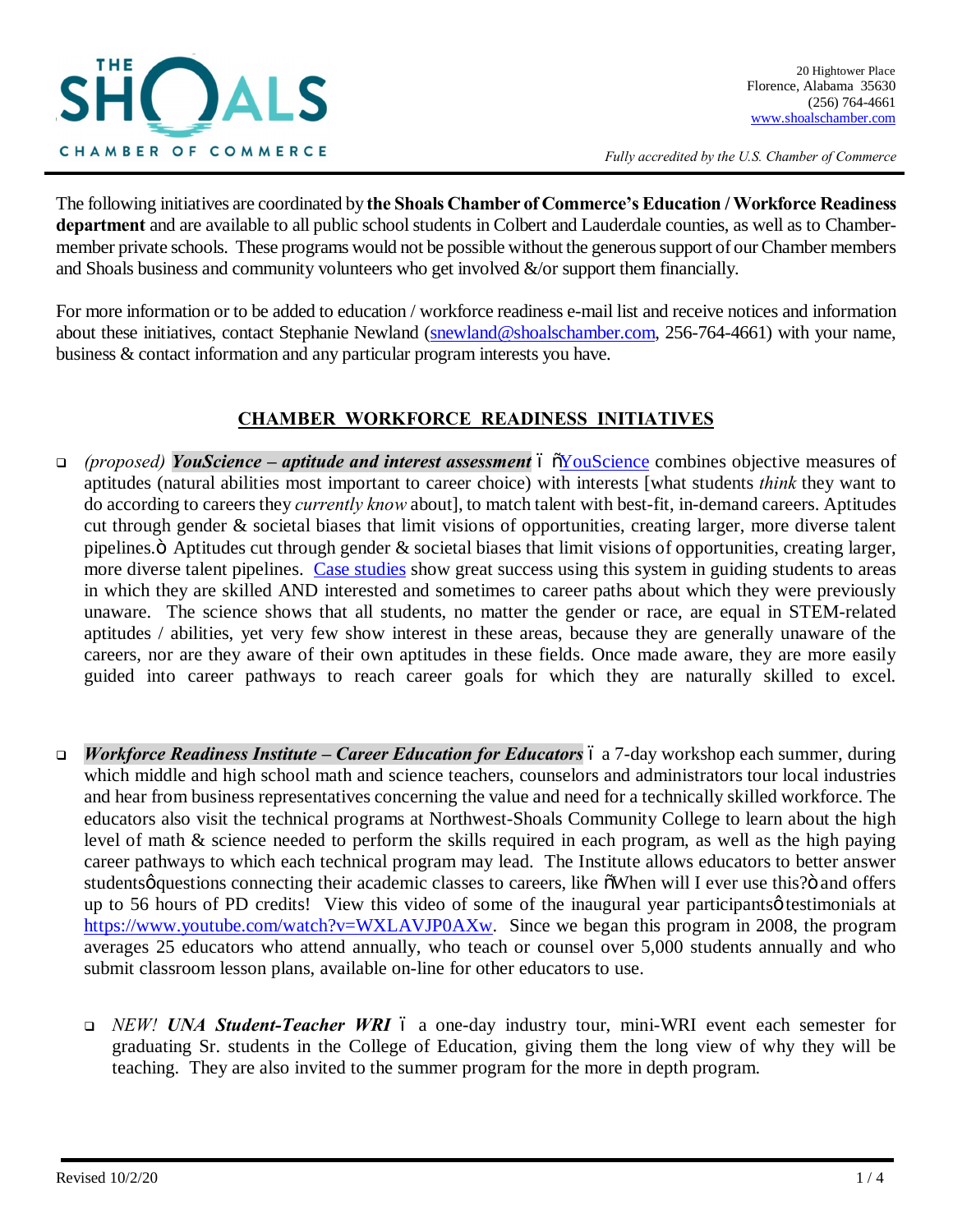**THE SHOALS CHAMBER OF COMMERCE**

20 Hightower Place
Florence, Alabama 35630
(256) 764-4661
www.shoalschamber.com

*Fully accredited by the U.S. Chamber of Commerce*

The following initiatives are coordinated by **the Shoals Chamber of Commerce's Education / Workforce Readiness department** and are available to all public school students in Colbert and Lauderdale counties, as well as to Chamber-member private schools. These programs would not be possible without the generous support of our Chamber members and Shoals business and community volunteers who get involved &/or support them financially.

For more information or to be added to education / workforce readiness e-mail list and receive notices and information about these initiatives, contact Stephanie Newland (snewland@shoalschamber.com, 256-764-4661) with your name, business & contact information and any particular program interests you have.

## CHAMBER WORKFORCE READINESS INITIATIVES

- *(proposed)* ***YouScience – aptitude and interest assessment*** – "YouScience combines objective measures of aptitudes (natural abilities most important to career choice) with interests [what students *think* they want to do according to careers they *currently know* about], to match talent with best-fit, in-demand careers. Aptitudes cut through gender & societal biases that limit visions of opportunities, creating larger, more diverse talent pipelines." Aptitudes cut through gender & societal biases that limit visions of opportunities, creating larger, more diverse talent pipelines. Case studies show great success using this system in guiding students to areas in which they are skilled AND interested and sometimes to career paths about which they were previously unaware. The science shows that all students, no matter the gender or race, are equal in STEM-related aptitudes / abilities, yet very few show interest in these areas, because they are generally unaware of the careers, nor are they aware of their own aptitudes in these fields. Once made aware, they are more easily guided into career pathways to reach career goals for which they are naturally skilled to excel.

- ***Workforce Readiness Institute – Career Education for Educators*** – a 7-day workshop each summer, during which middle and high school math and science teachers, counselors and administrators tour local industries and hear from business representatives concerning the value and need for a technically skilled workforce. The educators also visit the technical programs at Northwest-Shoals Community College to learn about the high level of math & science needed to perform the skills required in each program, as well as the high paying career pathways to which each technical program may lead. The Institute allows educators to better answer students' questions connecting their academic classes to careers, like "When will I ever use this?" and offers up to 56 hours of PD credits! View this video of some of the inaugural year participants' testimonials at https://www.youtube.com/watch?v=WXLAVJP0AXw. Since we began this program in 2008, the program averages 25 educators who attend annually, who teach or counsel over 5,000 students annually and who submit classroom lesson plans, available on-line for other educators to use.

  - *NEW!* ***UNA Student-Teacher WRI*** – a one-day industry tour, mini-WRI event each semester for graduating Sr. students in the College of Education, giving them the long view of why they will be teaching. They are also invited to the summer program for the more in depth program.

Revised 10/2/20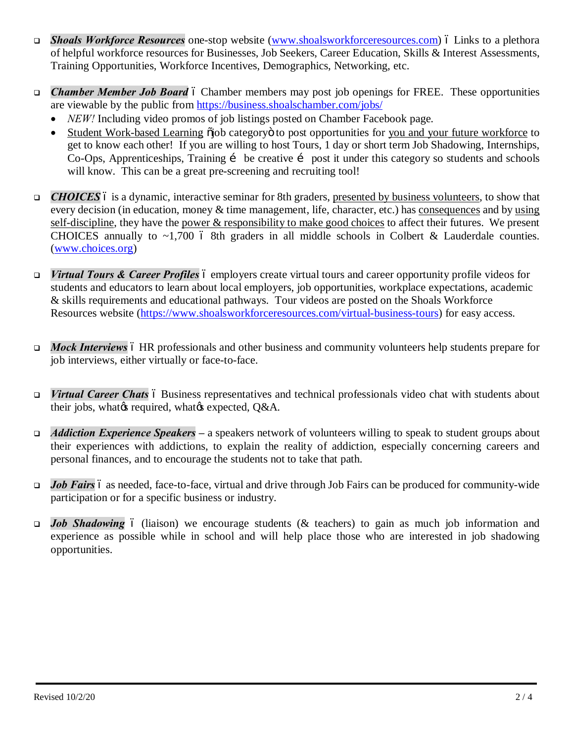- ***Shoals Workforce Resources*** one-stop website (www.shoalsworkforceresources.com) – Links to a plethora of helpful workforce resources for Businesses, Job Seekers, Career Education, Skills & Interest Assessments, Training Opportunities, Workforce Incentives, Demographics, Networking, etc.

- ***Chamber Member Job Board*** – Chamber members may post job openings for FREE. These opportunities are viewable by the public from https://business.shoalschamber.com/jobs/
  - *NEW!* Including video promos of job listings posted on Chamber Facebook page.
  - Student Work-based Learning "job category" to post opportunities for you and your future workforce to get to know each other! If you are willing to host Tours, 1 day or short term Job Shadowing, Internships, Co-Ops, Apprenticeships, Training … be creative … post it under this category so students and schools will know. This can be a great pre-screening and recruiting tool!

- ***CHOICES*** – is a dynamic, interactive seminar for 8th graders, presented by business volunteers, to show that every decision (in education, money & time management, life, character, etc.) has consequences and by using self-discipline, they have the power & responsibility to make good choices to affect their futures. We present CHOICES annually to ~1,700 – 8th graders in all middle schools in Colbert & Lauderdale counties. (www.choices.org)

- ***Virtual Tours & Career Profiles*** – employers create virtual tours and career opportunity profile videos for students and educators to learn about local employers, job opportunities, workplace expectations, academic & skills requirements and educational pathways. Tour videos are posted on the Shoals Workforce Resources website (https://www.shoalsworkforceresources.com/virtual-business-tours) for easy access.

- ***Mock Interviews*** – HR professionals and other business and community volunteers help students prepare for job interviews, either virtually or face-to-face.

- ***Virtual Career Chats*** – Business representatives and technical professionals video chat with students about their jobs, what's required, what's expected, Q&A.

- ***Addiction Experience Speakers*** – a speakers network of volunteers willing to speak to student groups about their experiences with addictions, to explain the reality of addiction, especially concerning careers and personal finances, and to encourage the students not to take that path.

- ***Job Fairs*** – as needed, face-to-face, virtual and drive through Job Fairs can be produced for community-wide participation or for a specific business or industry.

- ***Job Shadowing*** – (liaison) we encourage students (& teachers) to gain as much job information and experience as possible while in school and will help place those who are interested in job shadowing opportunities.

Revised 10/2/20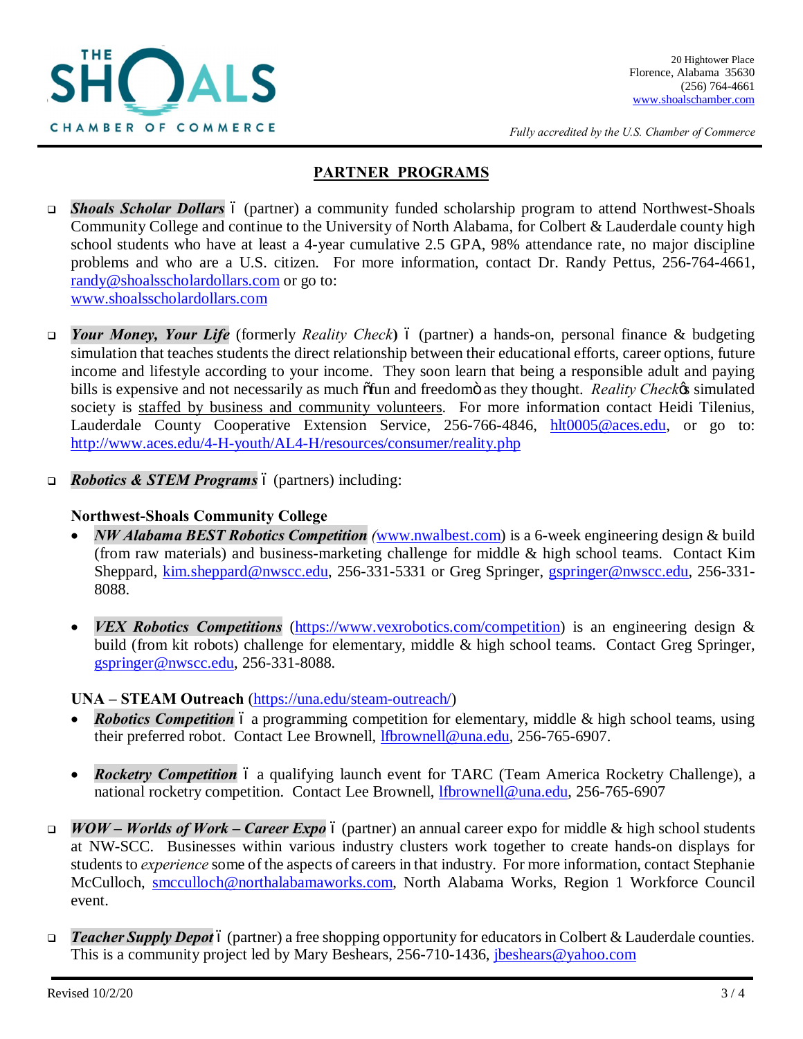THE SHOALS CHAMBER OF COMMERCE

20 Hightower Place
Florence, Alabama 35630
(256) 764-4661
www.shoalschamber.com

*Fully accredited by the U.S. Chamber of Commerce*

## PARTNER PROGRAMS

- ***Shoals Scholar Dollars*** – (partner) a community funded scholarship program to attend Northwest-Shoals Community College and continue to the University of North Alabama, for Colbert & Lauderdale county high school students who have at least a 4-year cumulative 2.5 GPA, 98% attendance rate, no major discipline problems and who are a U.S. citizen. For more information, contact Dr. Randy Pettus, 256-764-4661, randy@shoalsscholardollars.com or go to: www.shoalsscholardollars.com

- ***Your Money, Your Life*** (formerly *Reality Check*) – (partner) a hands-on, personal finance & budgeting simulation that teaches students the direct relationship between their educational efforts, career options, future income and lifestyle according to your income. They soon learn that being a responsible adult and paying bills is expensive and not necessarily as much "fun and freedom" as they thought. *Reality Check's* simulated society is staffed by business and community volunteers. For more information contact Heidi Tilenius, Lauderdale County Cooperative Extension Service, 256-766-4846, hlt0005@aces.edu, or go to: http://www.aces.edu/4-H-youth/AL4-H/resources/consumer/reality.php

- ***Robotics & STEM Programs*** – (partners) including:

  **Northwest-Shoals Community College**
  - ***NW Alabama BEST Robotics Competition*** (www.nwalbest.com) is a 6-week engineering design & build (from raw materials) and business-marketing challenge for middle & high school teams. Contact Kim Sheppard, kim.sheppard@nwscc.edu, 256-331-5331 or Greg Springer, gspringer@nwscc.edu, 256-331-8088.

  - ***VEX Robotics Competitions*** (https://www.vexrobotics.com/competition) is an engineering design & build (from kit robots) challenge for elementary, middle & high school teams. Contact Greg Springer, gspringer@nwscc.edu, 256-331-8088.

  **UNA – STEAM Outreach** (https://una.edu/steam-outreach/)
  - ***Robotics Competition*** – a programming competition for elementary, middle & high school teams, using their preferred robot. Contact Lee Brownell, lfbrownell@una.edu, 256-765-6907.

  - ***Rocketry Competition*** – a qualifying launch event for TARC (Team America Rocketry Challenge), a national rocketry competition. Contact Lee Brownell, lfbrownell@una.edu, 256-765-6907

- ***WOW – Worlds of Work – Career Expo*** – (partner) an annual career expo for middle & high school students at NW-SCC. Businesses within various industry clusters work together to create hands-on displays for students to *experience* some of the aspects of careers in that industry. For more information, contact Stephanie McCulloch, smcculloch@northalabamaworks.com, North Alabama Works, Region 1 Workforce Council event.

- ***Teacher Supply Depot*** – (partner) a free shopping opportunity for educators in Colbert & Lauderdale counties. This is a community project led by Mary Beshears, 256-710-1436, jbeshears@yahoo.com

Revised 10/2/20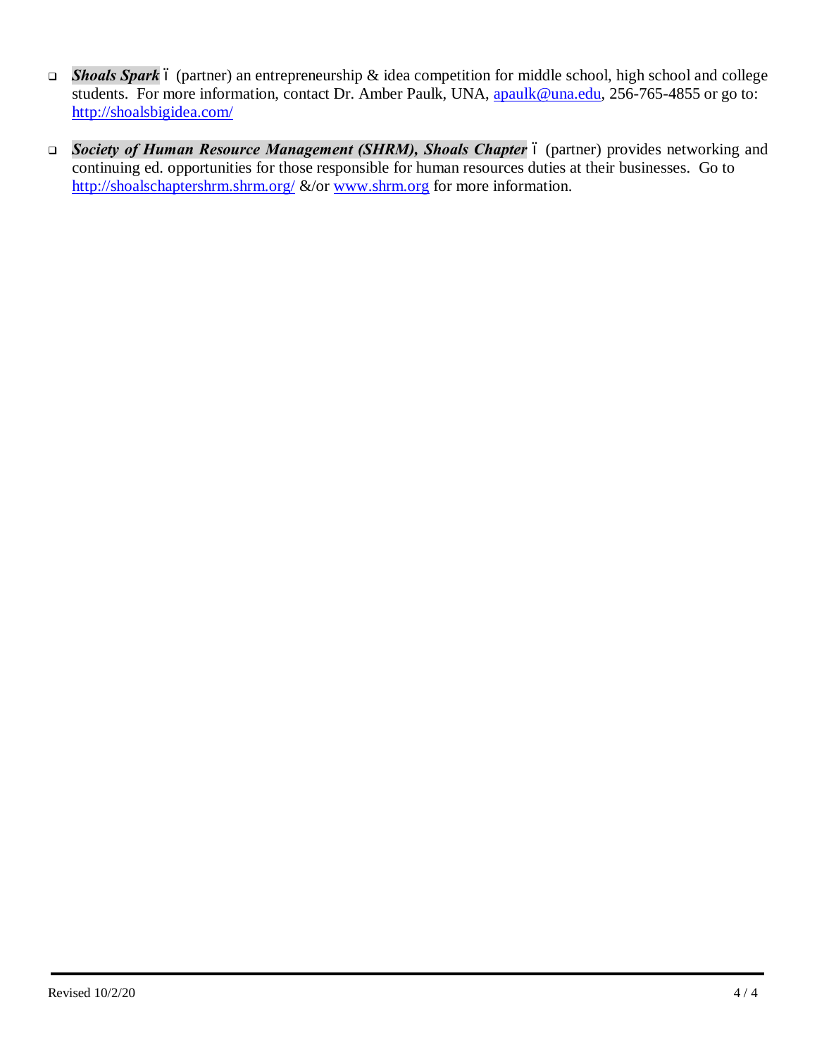- ***Shoals Spark*** ï (partner) an entrepreneurship & idea competition for middle school, high school and college students. For more information, contact Dr. Amber Paulk, UNA, apaulk@una.edu, 256-765-4855 or go to: http://shoalsbigidea.com/

- ***Society of Human Resource Management (SHRM), Shoals Chapter*** ï (partner) provides networking and continuing ed. opportunities for those responsible for human resources duties at their businesses. Go to http://shoalschaptershrm.shrm.org/ &/or www.shrm.org for more information.

Revised 10/2/20